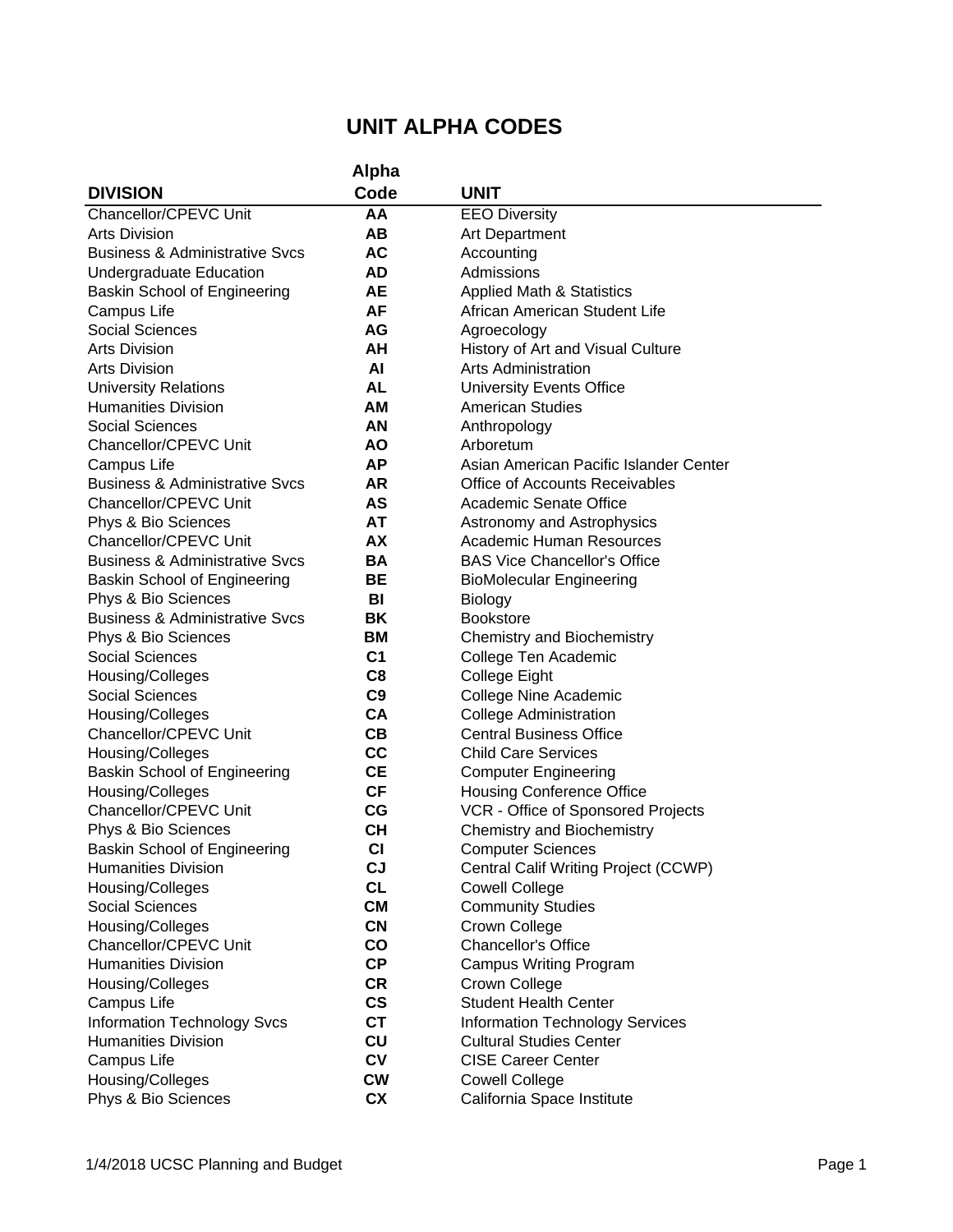# UNIT ALPHA CODES

| DIVISION | Alpha Code | UNIT |
|---|---|---|
| Chancellor/CPEVC Unit | **AA** | EEO Diversity |
| Arts Division | **AB** | Art Department |
| Business & Administrative Svcs | **AC** | Accounting |
| Undergraduate Education | **AD** | Admissions |
| Baskin School of Engineering | **AE** | Applied Math & Statistics |
| Campus Life | **AF** | African American Student Life |
| Social Sciences | **AG** | Agroecology |
| Arts Division | **AH** | History of Art and Visual Culture |
| Arts Division | **AI** | Arts Administration |
| University Relations | **AL** | University Events Office |
| Humanities Division | **AM** | American Studies |
| Social Sciences | **AN** | Anthropology |
| Chancellor/CPEVC Unit | **AO** | Arboretum |
| Campus Life | **AP** | Asian American Pacific Islander Center |
| Business & Administrative Svcs | **AR** | Office of Accounts Receivables |
| Chancellor/CPEVC Unit | **AS** | Academic Senate Office |
| Phys & Bio Sciences | **AT** | Astronomy and Astrophysics |
| Chancellor/CPEVC Unit | **AX** | Academic Human Resources |
| Business & Administrative Svcs | **BA** | BAS Vice Chancellor's Office |
| Baskin School of Engineering | **BE** | BioMolecular Engineering |
| Phys & Bio Sciences | **BI** | Biology |
| Business & Administrative Svcs | **BK** | Bookstore |
| Phys & Bio Sciences | **BM** | Chemistry and Biochemistry |
| Social Sciences | **C1** | College Ten Academic |
| Housing/Colleges | **C8** | College Eight |
| Social Sciences | **C9** | College Nine Academic |
| Housing/Colleges | **CA** | College Administration |
| Chancellor/CPEVC Unit | **CB** | Central Business Office |
| Housing/Colleges | **CC** | Child Care Services |
| Baskin School of Engineering | **CE** | Computer Engineering |
| Housing/Colleges | **CF** | Housing Conference Office |
| Chancellor/CPEVC Unit | **CG** | VCR - Office of Sponsored Projects |
| Phys & Bio Sciences | **CH** | Chemistry and Biochemistry |
| Baskin School of Engineering | **CI** | Computer Sciences |
| Humanities Division | **CJ** | Central Calif Writing Project (CCWP) |
| Housing/Colleges | **CL** | Cowell College |
| Social Sciences | **CM** | Community Studies |
| Housing/Colleges | **CN** | Crown College |
| Chancellor/CPEVC Unit | **CO** | Chancellor's Office |
| Humanities Division | **CP** | Campus Writing Program |
| Housing/Colleges | **CR** | Crown College |
| Campus Life | **CS** | Student Health Center |
| Information Technology Svcs | **CT** | Information Technology Services |
| Humanities Division | **CU** | Cultural Studies Center |
| Campus Life | **CV** | CISE Career Center |
| Housing/Colleges | **CW** | Cowell College |
| Phys & Bio Sciences | **CX** | California Space Institute |

1/4/2018 UCSC Planning and Budget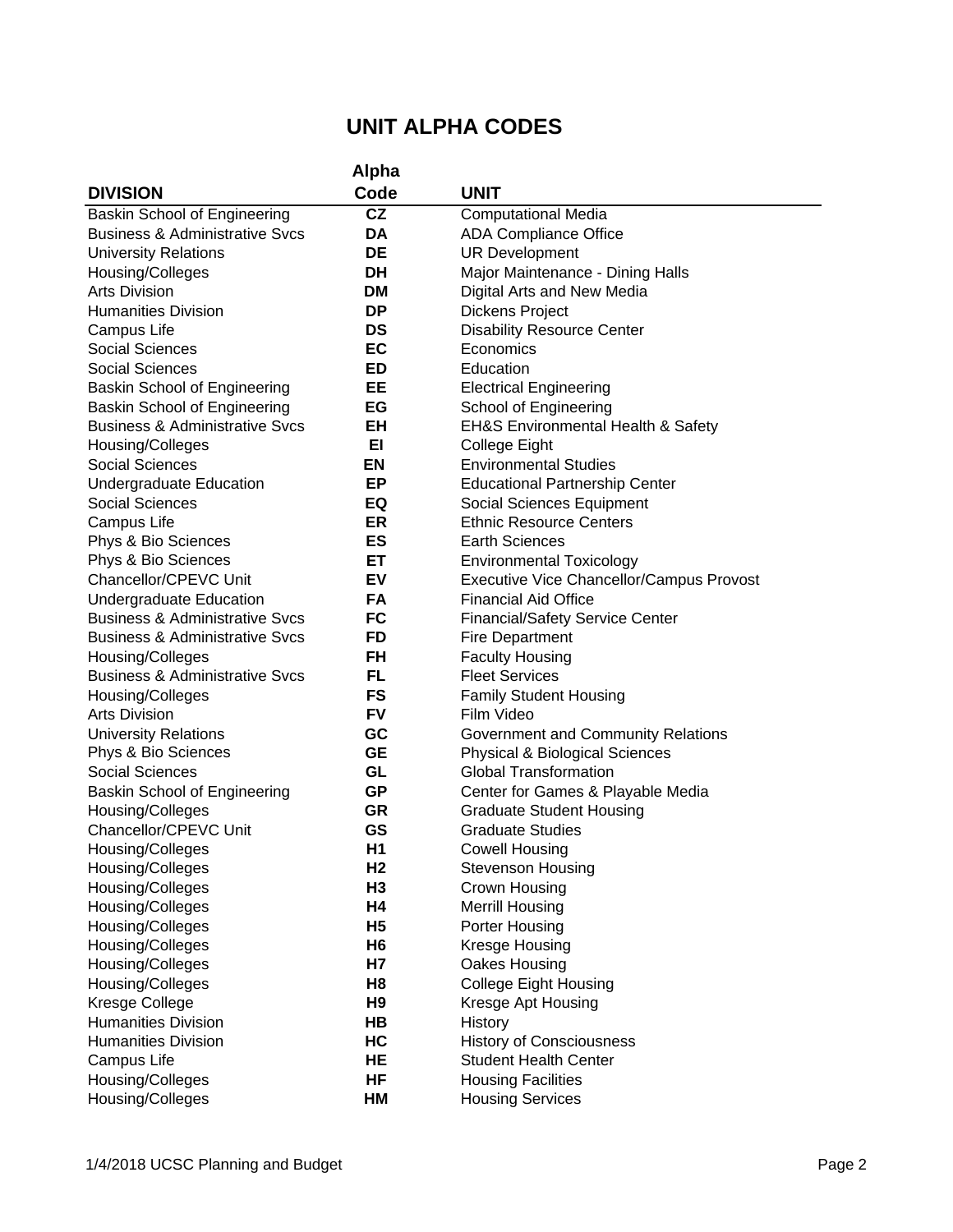## UNIT ALPHA CODES

| DIVISION | Alpha Code | UNIT |
|---|---|---|
| Baskin School of Engineering | CZ | Computational Media |
| Business & Administrative Svcs | DA | ADA Compliance Office |
| University Relations | DE | UR Development |
| Housing/Colleges | DH | Major Maintenance - Dining Halls |
| Arts Division | DM | Digital Arts and New Media |
| Humanities Division | DP | Dickens Project |
| Campus Life | DS | Disability Resource Center |
| Social Sciences | EC | Economics |
| Social Sciences | ED | Education |
| Baskin School of Engineering | EE | Electrical Engineering |
| Baskin School of Engineering | EG | School of Engineering |
| Business & Administrative Svcs | EH | EH&S Environmental Health & Safety |
| Housing/Colleges | EI | College Eight |
| Social Sciences | EN | Environmental Studies |
| Undergraduate Education | EP | Educational Partnership Center |
| Social Sciences | EQ | Social Sciences Equipment |
| Campus Life | ER | Ethnic Resource Centers |
| Phys & Bio Sciences | ES | Earth Sciences |
| Phys & Bio Sciences | ET | Environmental Toxicology |
| Chancellor/CPEVC Unit | EV | Executive Vice Chancellor/Campus Provost |
| Undergraduate Education | FA | Financial Aid Office |
| Business & Administrative Svcs | FC | Financial/Safety Service Center |
| Business & Administrative Svcs | FD | Fire Department |
| Housing/Colleges | FH | Faculty Housing |
| Business & Administrative Svcs | FL | Fleet Services |
| Housing/Colleges | FS | Family Student Housing |
| Arts Division | FV | Film Video |
| University Relations | GC | Government and Community Relations |
| Phys & Bio Sciences | GE | Physical & Biological Sciences |
| Social Sciences | GL | Global Transformation |
| Baskin School of Engineering | GP | Center for Games & Playable Media |
| Housing/Colleges | GR | Graduate Student Housing |
| Chancellor/CPEVC Unit | GS | Graduate Studies |
| Housing/Colleges | H1 | Cowell Housing |
| Housing/Colleges | H2 | Stevenson Housing |
| Housing/Colleges | H3 | Crown Housing |
| Housing/Colleges | H4 | Merrill Housing |
| Housing/Colleges | H5 | Porter Housing |
| Housing/Colleges | H6 | Kresge Housing |
| Housing/Colleges | H7 | Oakes Housing |
| Housing/Colleges | H8 | College Eight Housing |
| Kresge College | H9 | Kresge Apt Housing |
| Humanities Division | HB | History |
| Humanities Division | HC | History of Consciousness |
| Campus Life | HE | Student Health Center |
| Housing/Colleges | HF | Housing Facilities |
| Housing/Colleges | HM | Housing Services |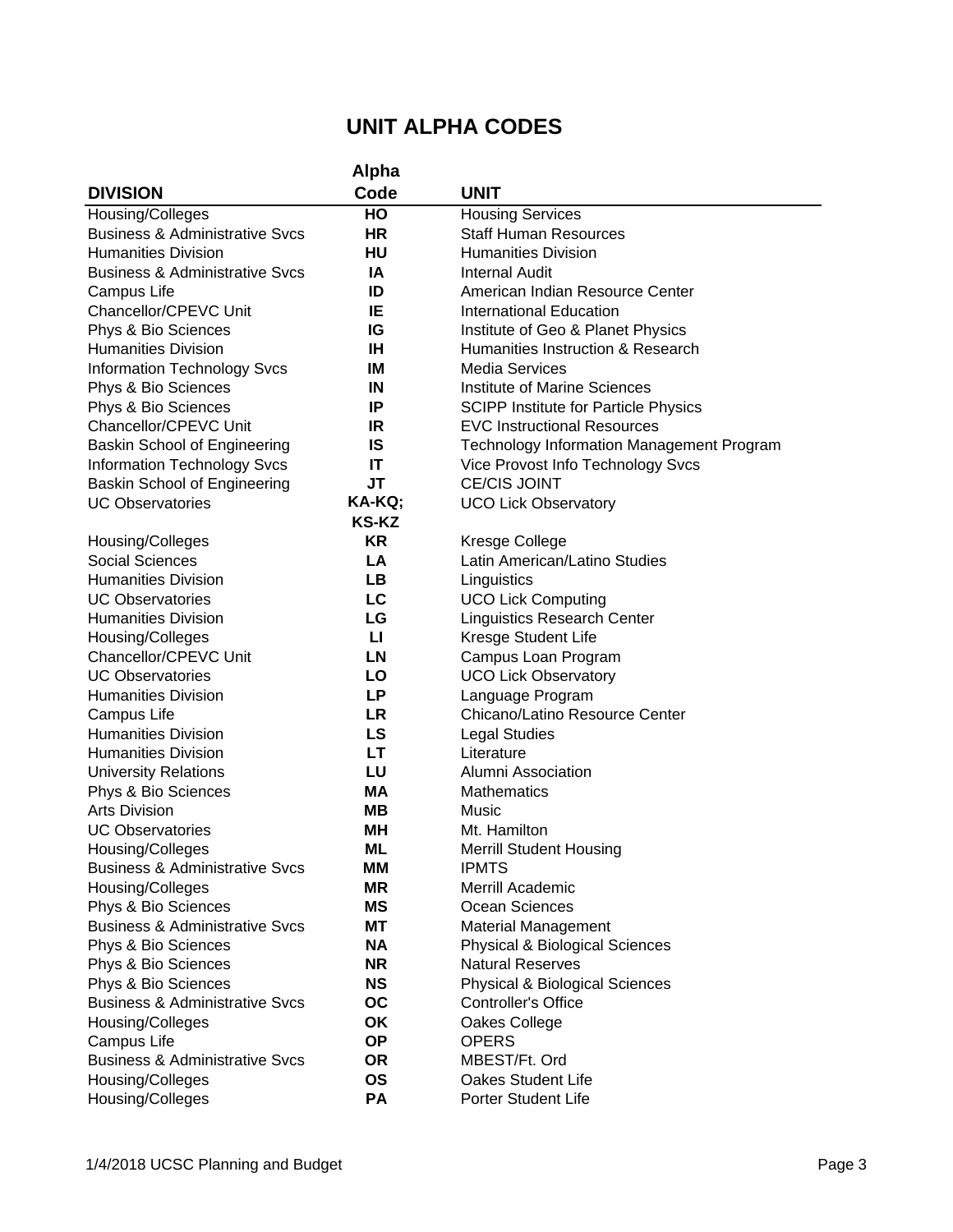# UNIT ALPHA CODES

| DIVISION | Alpha Code | UNIT |
|---|---|---|
| Housing/Colleges | HO | Housing Services |
| Business & Administrative Svcs | HR | Staff Human Resources |
| Humanities Division | HU | Humanities Division |
| Business & Administrative Svcs | IA | Internal Audit |
| Campus Life | ID | American Indian Resource Center |
| Chancellor/CPEVC Unit | IE | International Education |
| Phys & Bio Sciences | IG | Institute of Geo & Planet Physics |
| Humanities Division | IH | Humanities Instruction & Research |
| Information Technology Svcs | IM | Media Services |
| Phys & Bio Sciences | IN | Institute of Marine Sciences |
| Phys & Bio Sciences | IP | SCIPP Institute for Particle Physics |
| Chancellor/CPEVC Unit | IR | EVC Instructional Resources |
| Baskin School of Engineering | IS | Technology Information Management Program |
| Information Technology Svcs | IT | Vice Provost Info Technology Svcs |
| Baskin School of Engineering | JT | CE/CIS JOINT |
| UC Observatories | KA-KQ; KS-KZ | UCO Lick Observatory |
| Housing/Colleges | KR | Kresge College |
| Social Sciences | LA | Latin American/Latino Studies |
| Humanities Division | LB | Linguistics |
| UC Observatories | LC | UCO Lick Computing |
| Humanities Division | LG | Linguistics Research Center |
| Housing/Colleges | LI | Kresge Student Life |
| Chancellor/CPEVC Unit | LN | Campus Loan Program |
| UC Observatories | LO | UCO Lick Observatory |
| Humanities Division | LP | Language Program |
| Campus Life | LR | Chicano/Latino Resource Center |
| Humanities Division | LS | Legal Studies |
| Humanities Division | LT | Literature |
| University Relations | LU | Alumni Association |
| Phys & Bio Sciences | MA | Mathematics |
| Arts Division | MB | Music |
| UC Observatories | MH | Mt. Hamilton |
| Housing/Colleges | ML | Merrill Student Housing |
| Business & Administrative Svcs | MM | IPMTS |
| Housing/Colleges | MR | Merrill Academic |
| Phys & Bio Sciences | MS | Ocean Sciences |
| Business & Administrative Svcs | MT | Material Management |
| Phys & Bio Sciences | NA | Physical & Biological Sciences |
| Phys & Bio Sciences | NR | Natural Reserves |
| Phys & Bio Sciences | NS | Physical & Biological Sciences |
| Business & Administrative Svcs | OC | Controller's Office |
| Housing/Colleges | OK | Oakes College |
| Campus Life | OP | OPERS |
| Business & Administrative Svcs | OR | MBEST/Ft. Ord |
| Housing/Colleges | OS | Oakes Student Life |
| Housing/Colleges | PA | Porter Student Life |

1/4/2018 UCSC Planning and Budget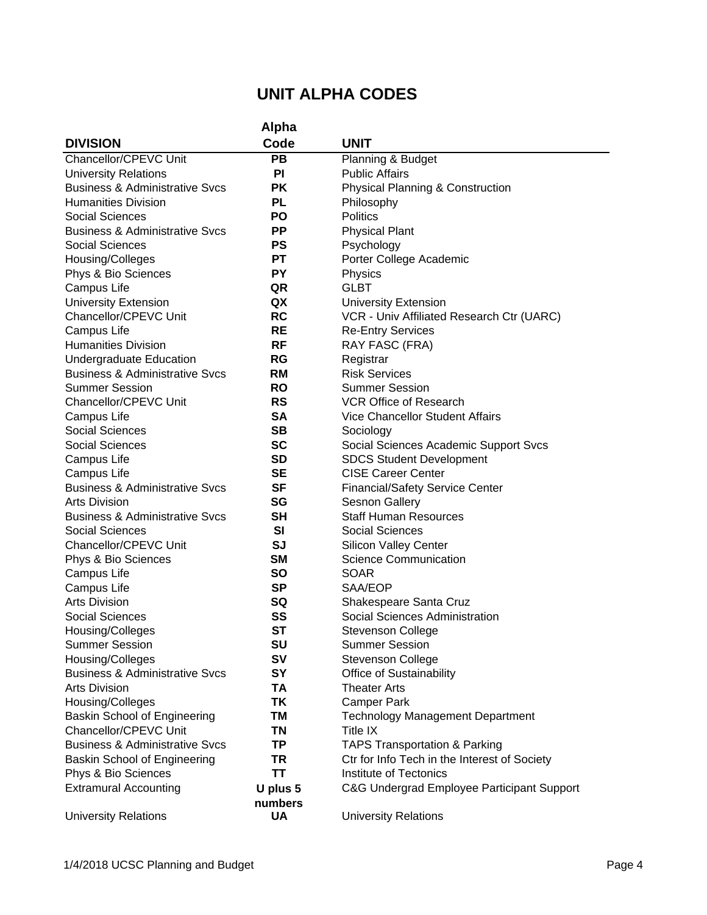# UNIT ALPHA CODES

| DIVISION | Alpha Code | UNIT |
|---|---|---|
| Chancellor/CPEVC Unit | PB | Planning & Budget |
| University Relations | PI | Public Affairs |
| Business & Administrative Svcs | PK | Physical Planning & Construction |
| Humanities Division | PL | Philosophy |
| Social Sciences | PO | Politics |
| Business & Administrative Svcs | PP | Physical Plant |
| Social Sciences | PS | Psychology |
| Housing/Colleges | PT | Porter College Academic |
| Phys & Bio Sciences | PY | Physics |
| Campus Life | QR | GLBT |
| University Extension | QX | University Extension |
| Chancellor/CPEVC Unit | RC | VCR - Univ Affiliated Research Ctr (UARC) |
| Campus Life | RE | Re-Entry Services |
| Humanities Division | RF | RAY FASC (FRA) |
| Undergraduate Education | RG | Registrar |
| Business & Administrative Svcs | RM | Risk Services |
| Summer Session | RO | Summer Session |
| Chancellor/CPEVC Unit | RS | VCR Office of Research |
| Campus Life | SA | Vice Chancellor Student Affairs |
| Social Sciences | SB | Sociology |
| Social Sciences | SC | Social Sciences Academic Support Svcs |
| Campus Life | SD | SDCS Student Development |
| Campus Life | SE | CISE Career Center |
| Business & Administrative Svcs | SF | Financial/Safety Service Center |
| Arts Division | SG | Sesnon Gallery |
| Business & Administrative Svcs | SH | Staff Human Resources |
| Social Sciences | SI | Social Sciences |
| Chancellor/CPEVC Unit | SJ | Silicon Valley Center |
| Phys & Bio Sciences | SM | Science Communication |
| Campus Life | SO | SOAR |
| Campus Life | SP | SAA/EOP |
| Arts Division | SQ | Shakespeare Santa Cruz |
| Social Sciences | SS | Social Sciences Administration |
| Housing/Colleges | ST | Stevenson College |
| Summer Session | SU | Summer Session |
| Housing/Colleges | SV | Stevenson College |
| Business & Administrative Svcs | SY | Office of Sustainability |
| Arts Division | TA | Theater Arts |
| Housing/Colleges | TK | Camper Park |
| Baskin School of Engineering | TM | Technology Management Department |
| Chancellor/CPEVC Unit | TN | Title IX |
| Business & Administrative Svcs | TP | TAPS Transportation & Parking |
| Baskin School of Engineering | TR | Ctr for Info Tech in the Interest of Society |
| Phys & Bio Sciences | TT | Institute of Tectonics |
| Extramural Accounting | U plus 5 numbers | C&G Undergrad Employee Participant Support |
| University Relations | UA | University Relations |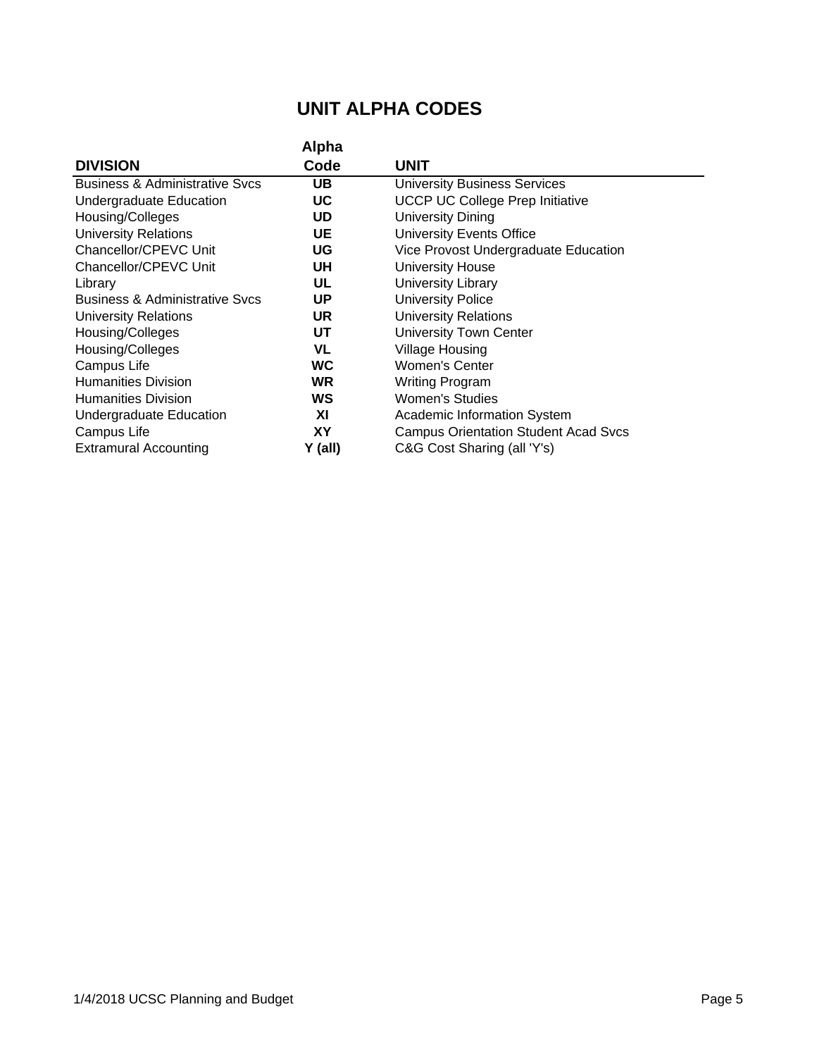# UNIT ALPHA CODES

| DIVISION | Alpha Code | UNIT |
|---|---|---|
| Business & Administrative Svcs | **UB** | University Business Services |
| Undergraduate Education | **UC** | UCCP UC College Prep Initiative |
| Housing/Colleges | **UD** | University Dining |
| University Relations | **UE** | University Events Office |
| Chancellor/CPEVC Unit | **UG** | Vice Provost Undergraduate Education |
| Chancellor/CPEVC Unit | **UH** | University House |
| Library | **UL** | University Library |
| Business & Administrative Svcs | **UP** | University Police |
| University Relations | **UR** | University Relations |
| Housing/Colleges | **UT** | University Town Center |
| Housing/Colleges | **VL** | Village Housing |
| Campus Life | **WC** | Women's Center |
| Humanities Division | **WR** | Writing Program |
| Humanities Division | **WS** | Women's Studies |
| Undergraduate Education | **XI** | Academic Information System |
| Campus Life | **XY** | Campus Orientation Student Acad Svcs |
| Extramural Accounting | **Y (all)** | C&G Cost Sharing (all 'Y's) |